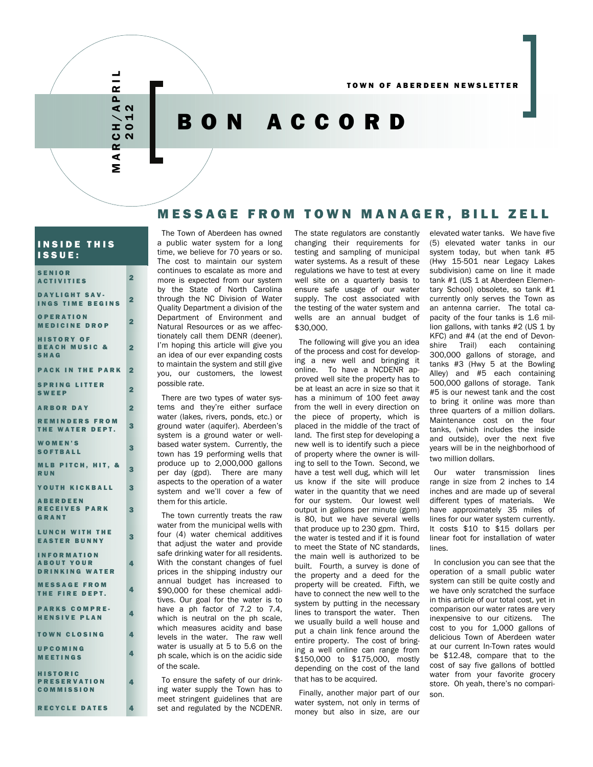TOWN OF ABERDEEN NEWSLETTER

# BON ACCORD

MARCH/APRIL 2012

## INSIDE THIS ISSUE:

| | |
|---|---|
| SENIOR ACTIVITIES | 2 |
| DAYLIGHT SAVINGS TIME BEGINS | 2 |
| OPERATION MEDICINE DROP | 2 |
| HISTORY OF BEACH MUSIC & SHAG | 2 |
| PACK IN THE PARK | 2 |
| SPRING LITTER SWEEP | 2 |
| ARBOR DAY | 2 |
| REMINDERS FROM THE WATER DEPT. | 3 |
| WOMEN'S SOFTBALL | 3 |
| MLB PITCH, HIT, & RUN | 3 |
| YOUTH KICKBALL | 3 |
| ABERDEEN RECEIVES PARK GRANT | 3 |
| LUNCH WITH THE EASTER BUNNY | 3 |
| INFORMATION ABOUT YOUR DRINKING WATER | 4 |
| MESSAGE FROM THE FIRE DEPT. | 4 |
| PARKS COMPREHENSIVE PLAN | 4 |
| TOWN CLOSING | 4 |
| UPCOMING MEETINGS | 4 |
| HISTORIC PRESERVATION COMMISSION | 4 |
| RECYCLE DATES | 4 |

## MESSAGE FROM TOWN MANAGER, BILL ZELL

The Town of Aberdeen has owned a public water system for a long time, we believe for 70 years or so. The cost to maintain our system continues to escalate as more and more is expected from our system by the State of North Carolina through the NC Division of Water Quality Department a division of the Department of Environment and Natural Resources or as we affectionately call them DENR (deener). I'm hoping this article will give you an idea of our ever expanding costs to maintain the system and still give you, our customers, the lowest possible rate.

There are two types of water systems and they're either surface water (lakes, rivers, ponds, etc.) or ground water (aquifer). Aberdeen's system is a ground water or well-based water system. Currently, the town has 19 performing wells that produce up to 2,000,000 gallons per day (gpd). There are many aspects to the operation of a water system and we'll cover a few of them for this article.

The town currently treats the raw water from the municipal wells with four (4) water chemical additives that adjust the water and provide safe drinking water for all residents. With the constant changes of fuel prices in the shipping industry our annual budget has increased to $90,000 for these chemical additives. Our goal for the water is to have a ph factor of 7.2 to 7.4, which is neutral on the ph scale, which measures acidity and base levels in the water. The raw well water is usually at 5 to 5.6 on the ph scale, which is on the acidic side of the scale.

To ensure the safety of our drinking water supply the Town has to meet stringent guidelines that are set and regulated by the NCDENR. The state regulators are constantly changing their requirements for testing and sampling of municipal water systems. As a result of these regulations we have to test at every well site on a quarterly basis to ensure safe usage of our water supply. The cost associated with the testing of the water system and wells are an annual budget of $30,000.

The following will give you an idea of the process and cost for developing a new well and bringing it online. To have a NCDENR approved well site the property has to be at least an acre in size so that it has a minimum of 100 feet away from the well in every direction on the piece of property, which is placed in the middle of the tract of land. The first step for developing a new well is to identify such a piece of property where the owner is willing to sell to the Town. Second, we have a test well dug, which will let us know if the site will produce water in the quantity that we need for our system. Our lowest well output in gallons per minute (gpm) is 80, but we have several wells that produce up to 230 gpm. Third, the water is tested and if it is found to meet the State of NC standards, the main well is authorized to be built. Fourth, a survey is done of the property and a deed for the property will be created. Fifth, we have to connect the new well to the system by putting in the necessary lines to transport the water. Then we usually build a well house and put a chain link fence around the entire property. The cost of bringing a well online can range from $150,000 to $175,000, mostly depending on the cost of the land that has to be acquired.

Finally, another major part of our water system, not only in terms of money but also in size, are our elevated water tanks. We have five (5) elevated water tanks in our system today, but when tank #5 (Hwy 15-501 near Legacy Lakes subdivision) came on line it made tank #1 (US 1 at Aberdeen Elementary School) obsolete, so tank #1 currently only serves the Town as an antenna carrier. The total capacity of the four tanks is 1.6 million gallons, with tanks #2 (US 1 by KFC) and #4 (at the end of Devonshire Trail) each containing 300,000 gallons of storage, and tanks #3 (Hwy 5 at the Bowling Alley) and #5 each containing 500,000 gallons of storage. Tank #5 is our newest tank and the cost to bring it online was more than three quarters of a million dollars. Maintenance cost on the four tanks, (which includes the inside and outside), over the next five years will be in the neighborhood of two million dollars.

Our water transmission lines range in size from 2 inches to 14 inches and are made up of several different types of materials. We have approximately 35 miles of lines for our water system currently. It costs $10 to $15 dollars per linear foot for installation of water lines.

In conclusion you can see that the operation of a small public water system can still be quite costly and we have only scratched the surface in this article of our total cost, yet in comparison our water rates are very inexpensive to our citizens. The cost to you for 1,000 gallons of delicious Town of Aberdeen water at our current In-Town rates would be $12.48, compare that to the cost of say five gallons of bottled water from your favorite grocery store. Oh yeah, there's no comparison.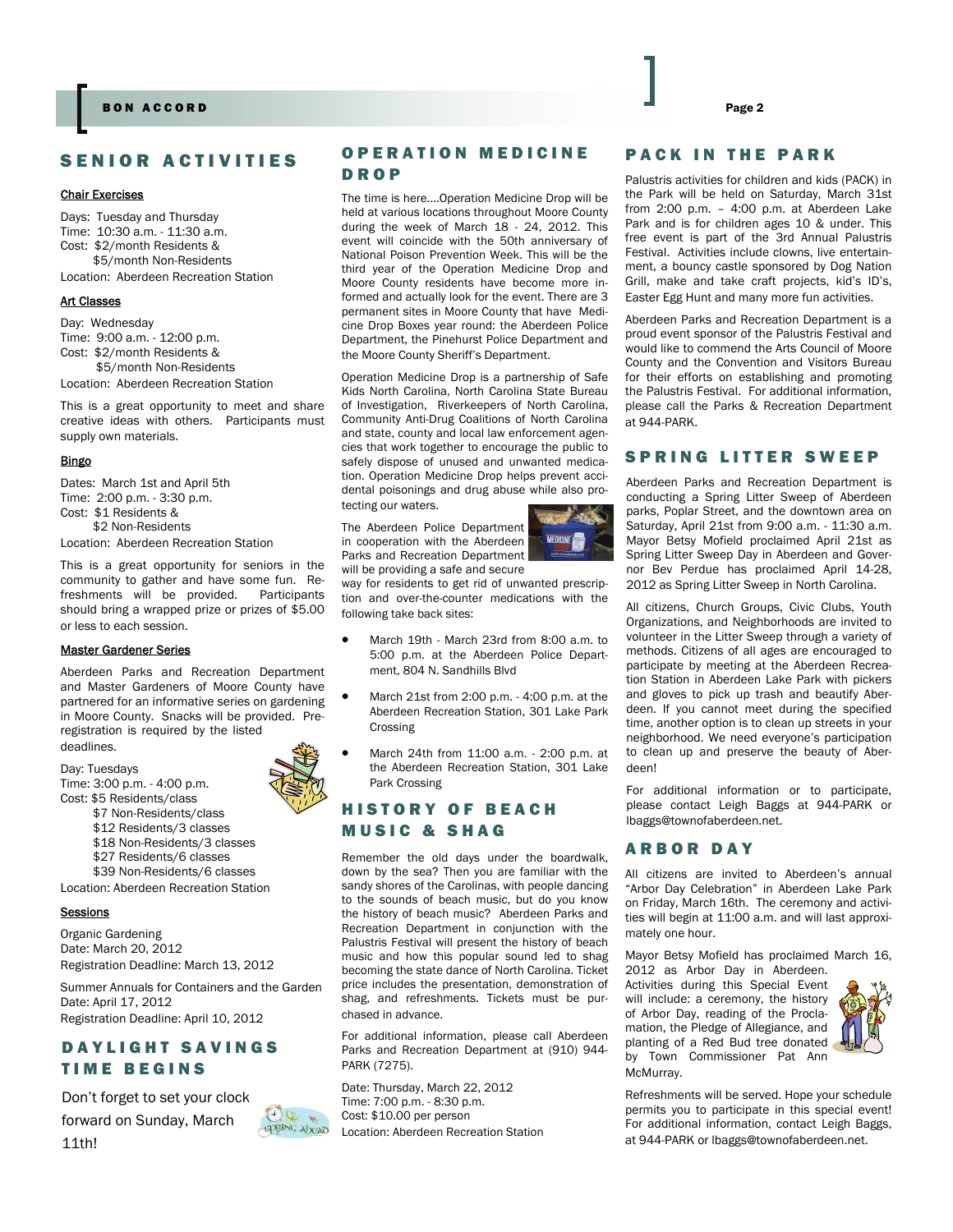## SENIOR ACTIVITIES

### Chair Exercises

Days: Tuesday and Thursday
Time: 10:30 a.m. - 11:30 a.m.
Cost: $2/month Residents &
$5/month Non-Residents
Location: Aberdeen Recreation Station

### Art Classes

Day: Wednesday
Time: 9:00 a.m. - 12:00 p.m.
Cost: $2/month Residents &
$5/month Non-Residents
Location: Aberdeen Recreation Station

This is a great opportunity to meet and share creative ideas with others. Participants must supply own materials.

### Bingo

Dates: March 1st and April 5th
Time: 2:00 p.m. - 3:30 p.m.
Cost: $1 Residents &
$2 Non-Residents
Location: Aberdeen Recreation Station

This is a great opportunity for seniors in the community to gather and have some fun. Refreshments will be provided. Participants should bring a wrapped prize or prizes of $5.00 or less to each session.

### Master Gardener Series

Aberdeen Parks and Recreation Department and Master Gardeners of Moore County have partnered for an informative series on gardening in Moore County. Snacks will be provided. Pre-registration is required by the listed deadlines.

Day: Tuesdays
Time: 3:00 p.m. - 4:00 p.m.
Cost: $5 Residents/class
$7 Non-Residents/class
$12 Residents/3 classes
$18 Non-Residents/3 classes
$27 Residents/6 classes
$39 Non-Residents/6 classes
Location: Aberdeen Recreation Station

### Sessions

Organic Gardening
Date: March 20, 2012
Registration Deadline: March 13, 2012

Summer Annuals for Containers and the Garden
Date: April 17, 2012
Registration Deadline: April 10, 2012

## DAYLIGHT SAVINGS TIME BEGINS

Don't forget to set your clock forward on Sunday, March 11th!

## OPERATION MEDICINE DROP

The time is here....Operation Medicine Drop will be held at various locations throughout Moore County during the week of March 18 - 24, 2012. This event will coincide with the 50th anniversary of National Poison Prevention Week. This will be the third year of the Operation Medicine Drop and Moore County residents have become more informed and actually look for the event. There are 3 permanent sites in Moore County that have Medicine Drop Boxes year round: the Aberdeen Police Department, the Pinehurst Police Department and the Moore County Sheriff's Department.

Operation Medicine Drop is a partnership of Safe Kids North Carolina, North Carolina State Bureau of Investigation, Riverkeepers of North Carolina, Community Anti-Drug Coalitions of North Carolina and state, county and local law enforcement agencies that work together to encourage the public to safely dispose of unused and unwanted medication. Operation Medicine Drop helps prevent accidental poisonings and drug abuse while also protecting our waters.

The Aberdeen Police Department in cooperation with the Aberdeen Parks and Recreation Department will be providing a safe and secure way for residents to get rid of unwanted prescription and over-the-counter medications with the following take back sites:

- March 19th - March 23rd from 8:00 a.m. to 5:00 p.m. at the Aberdeen Police Department, 804 N. Sandhills Blvd
- March 21st from 2:00 p.m. - 4:00 p.m. at the Aberdeen Recreation Station, 301 Lake Park Crossing
- March 24th from 11:00 a.m. - 2:00 p.m. at the Aberdeen Recreation Station, 301 Lake Park Crossing

## HISTORY OF BEACH MUSIC & SHAG

Remember the old days under the boardwalk, down by the sea? Then you are familiar with the sandy shores of the Carolinas, with people dancing to the sounds of beach music, but do you know the history of beach music? Aberdeen Parks and Recreation Department in conjunction with the Palustris Festival will present the history of beach music and how this popular sound led to shag becoming the state dance of North Carolina. Ticket price includes the presentation, demonstration of shag, and refreshments. Tickets must be purchased in advance.

For additional information, please call Aberdeen Parks and Recreation Department at (910) 944-PARK (7275).

Date: Thursday, March 22, 2012
Time: 7:00 p.m. - 8:30 p.m.
Cost: $10.00 per person
Location: Aberdeen Recreation Station

## PACK IN THE PARK

Palustris activities for children and kids (PACK) in the Park will be held on Saturday, March 31st from 2:00 p.m. – 4:00 p.m. at Aberdeen Lake Park and is for children ages 10 & under. This free event is part of the 3rd Annual Palustris Festival. Activities include clowns, live entertainment, a bouncy castle sponsored by Dog Nation Grill, make and take craft projects, kid's ID's, Easter Egg Hunt and many more fun activities.

Aberdeen Parks and Recreation Department is a proud event sponsor of the Palustris Festival and would like to commend the Arts Council of Moore County and the Convention and Visitors Bureau for their efforts on establishing and promoting the Palustris Festival. For additional information, please call the Parks & Recreation Department at 944-PARK.

## SPRING LITTER SWEEP

Aberdeen Parks and Recreation Department is conducting a Spring Litter Sweep of Aberdeen parks, Poplar Street, and the downtown area on Saturday, April 21st from 9:00 a.m. - 11:30 a.m. Mayor Betsy Mofield proclaimed April 21st as Spring Litter Sweep Day in Aberdeen and Governor Bev Perdue has proclaimed April 14-28, 2012 as Spring Litter Sweep in North Carolina.

All citizens, Church Groups, Civic Clubs, Youth Organizations, and Neighborhoods are invited to volunteer in the Litter Sweep through a variety of methods. Citizens of all ages are encouraged to participate by meeting at the Aberdeen Recreation Station in Aberdeen Lake Park with pickers and gloves to pick up trash and beautify Aberdeen. If you cannot meet during the specified time, another option is to clean up streets in your neighborhood. We need everyone's participation to clean up and preserve the beauty of Aberdeen!

For additional information or to participate, please contact Leigh Baggs at 944-PARK or lbaggs@townofaberdeen.net.

## ARBOR DAY

All citizens are invited to Aberdeen's annual "Arbor Day Celebration" in Aberdeen Lake Park on Friday, March 16th. The ceremony and activities will begin at 11:00 a.m. and will last approximately one hour.

Mayor Betsy Mofield has proclaimed March 16, 2012 as Arbor Day in Aberdeen. Activities during this Special Event will include: a ceremony, the history of Arbor Day, reading of the Proclamation, the Pledge of Allegiance, and planting of a Red Bud tree donated by Town Commissioner Pat Ann McMurray.

Refreshments will be served. Hope your schedule permits you to participate in this special event! For additional information, contact Leigh Baggs, at 944-PARK or lbaggs@townofaberdeen.net.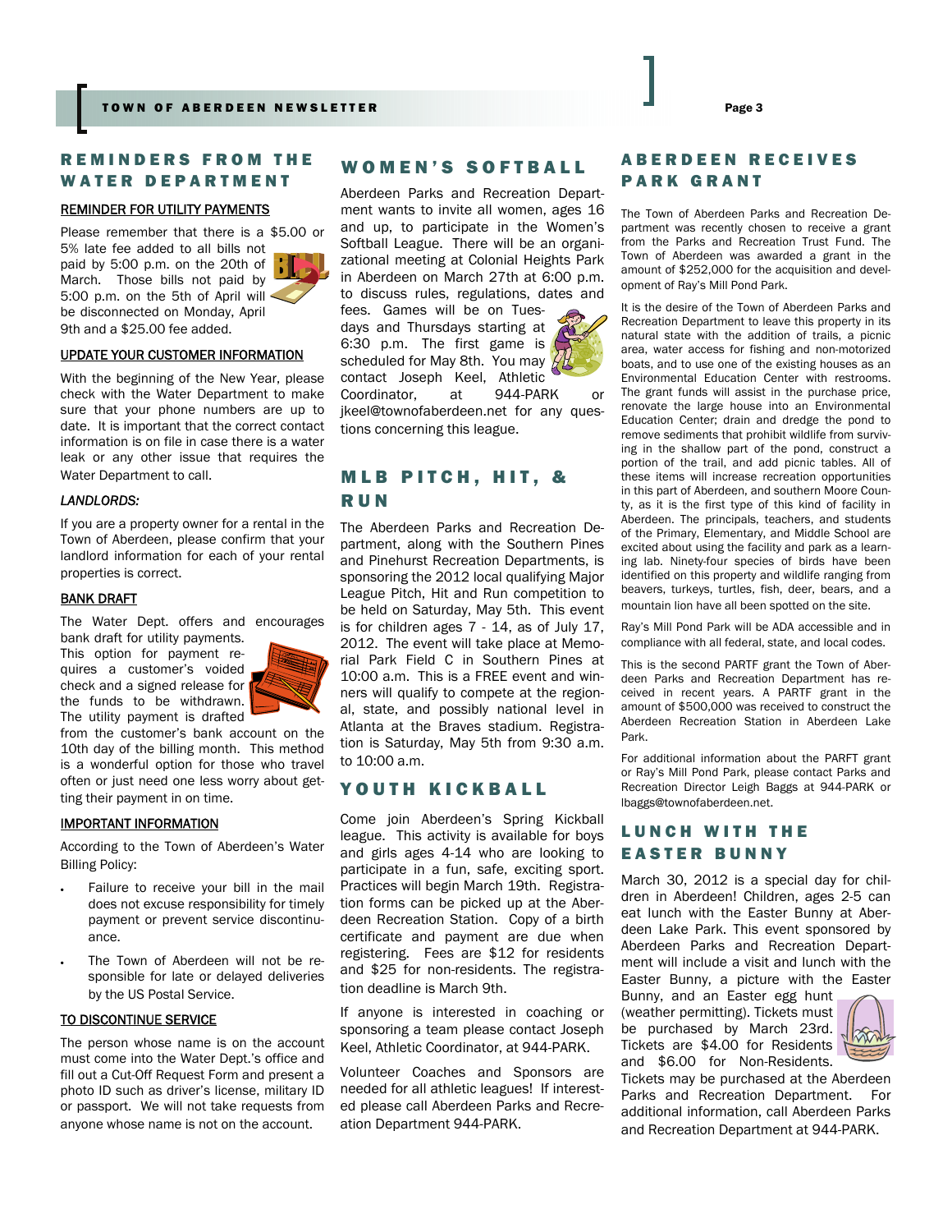## REMINDERS FROM THE WATER DEPARTMENT

### REMINDER FOR UTILITY PAYMENTS

Please remember that there is a $5.00 or 5% late fee added to all bills not paid by 5:00 p.m. on the 20th of March. Those bills not paid by 5:00 p.m. on the 5th of April will be disconnected on Monday, April 9th and a $25.00 fee added.

### UPDATE YOUR CUSTOMER INFORMATION

With the beginning of the New Year, please check with the Water Department to make sure that your phone numbers are up to date. It is important that the correct contact information is on file in case there is a water leak or any other issue that requires the Water Department to call.

### *LANDLORDS:*

If you are a property owner for a rental in the Town of Aberdeen, please confirm that your landlord information for each of your rental properties is correct.

### BANK DRAFT

The Water Dept. offers and encourages bank draft for utility payments. This option for payment requires a customer's voided check and a signed release for the funds to be withdrawn. The utility payment is drafted from the customer's bank account on the 10th day of the billing month. This method is a wonderful option for those who travel often or just need one less worry about getting their payment in on time.

### IMPORTANT INFORMATION

According to the Town of Aberdeen's Water Billing Policy:

- Failure to receive your bill in the mail does not excuse responsibility for timely payment or prevent service discontinuance.
- The Town of Aberdeen will not be responsible for late or delayed deliveries by the US Postal Service.

### TO DISCONTINUE SERVICE

The person whose name is on the account must come into the Water Dept.'s office and fill out a Cut-Off Request Form and present a photo ID such as driver's license, military ID or passport. We will not take requests from anyone whose name is not on the account.

## WOMEN'S SOFTBALL

Aberdeen Parks and Recreation Department wants to invite all women, ages 16 and up, to participate in the Women's Softball League. There will be an organizational meeting at Colonial Heights Park in Aberdeen on March 27th at 6:00 p.m. to discuss rules, regulations, dates and fees. Games will be on Tuesdays and Thursdays starting at 6:30 p.m. The first game is scheduled for May 8th. You may contact Joseph Keel, Athletic Coordinator, at 944-PARK or jkeel@townofaberdeen.net for any questions concerning this league.

## MLB PITCH, HIT, & RUN

The Aberdeen Parks and Recreation Department, along with the Southern Pines and Pinehurst Recreation Departments, is sponsoring the 2012 local qualifying Major League Pitch, Hit and Run competition to be held on Saturday, May 5th. This event is for children ages 7 - 14, as of July 17, 2012. The event will take place at Memorial Park Field C in Southern Pines at 10:00 a.m. This is a FREE event and winners will qualify to compete at the regional, state, and possibly national level in Atlanta at the Braves stadium. Registration is Saturday, May 5th from 9:30 a.m. to 10:00 a.m.

## YOUTH KICKBALL

Come join Aberdeen's Spring Kickball league. This activity is available for boys and girls ages 4-14 who are looking to participate in a fun, safe, exciting sport. Practices will begin March 19th. Registration forms can be picked up at the Aberdeen Recreation Station. Copy of a birth certificate and payment are due when registering. Fees are $12 for residents and $25 for non-residents. The registration deadline is March 9th.

If anyone is interested in coaching or sponsoring a team please contact Joseph Keel, Athletic Coordinator, at 944-PARK.

Volunteer Coaches and Sponsors are needed for all athletic leagues! If interested please call Aberdeen Parks and Recreation Department 944-PARK.

## ABERDEEN RECEIVES PARK GRANT

The Town of Aberdeen Parks and Recreation Department was recently chosen to receive a grant from the Parks and Recreation Trust Fund. The Town of Aberdeen was awarded a grant in the amount of $252,000 for the acquisition and development of Ray's Mill Pond Park.

It is the desire of the Town of Aberdeen Parks and Recreation Department to leave this property in its natural state with the addition of trails, a picnic area, water access for fishing and non-motorized boats, and to use one of the existing houses as an Environmental Education Center with restrooms. The grant funds will assist in the purchase price, renovate the large house into an Environmental Education Center; drain and dredge the pond to remove sediments that prohibit wildlife from surviving in the shallow part of the pond, construct a portion of the trail, and add picnic tables. All of these items will increase recreation opportunities in this part of Aberdeen, and southern Moore County, as it is the first type of this kind of facility in Aberdeen. The principals, teachers, and students of the Primary, Elementary, and Middle School are excited about using the facility and park as a learning lab. Ninety-four species of birds have been identified on this property and wildlife ranging from beavers, turkeys, turtles, fish, deer, bears, and a mountain lion have all been spotted on the site.

Ray's Mill Pond Park will be ADA accessible and in compliance with all federal, state, and local codes.

This is the second PARTF grant the Town of Aberdeen Parks and Recreation Department has received in recent years. A PARTF grant in the amount of $500,000 was received to construct the Aberdeen Recreation Station in Aberdeen Lake Park.

For additional information about the PARFT grant or Ray's Mill Pond Park, please contact Parks and Recreation Director Leigh Baggs at 944-PARK or lbaggs@townofaberdeen.net.

## LUNCH WITH THE EASTER BUNNY

March 30, 2012 is a special day for children in Aberdeen! Children, ages 2-5 can eat lunch with the Easter Bunny at Aberdeen Lake Park. This event sponsored by Aberdeen Parks and Recreation Department will include a visit and lunch with the Easter Bunny, a picture with the Easter Bunny, and an Easter egg hunt (weather permitting). Tickets must be purchased by March 23rd. Tickets are $4.00 for Residents and $6.00 for Non-Residents. Tickets may be purchased at the Aberdeen Parks and Recreation Department. For additional information, call Aberdeen Parks and Recreation Department at 944-PARK.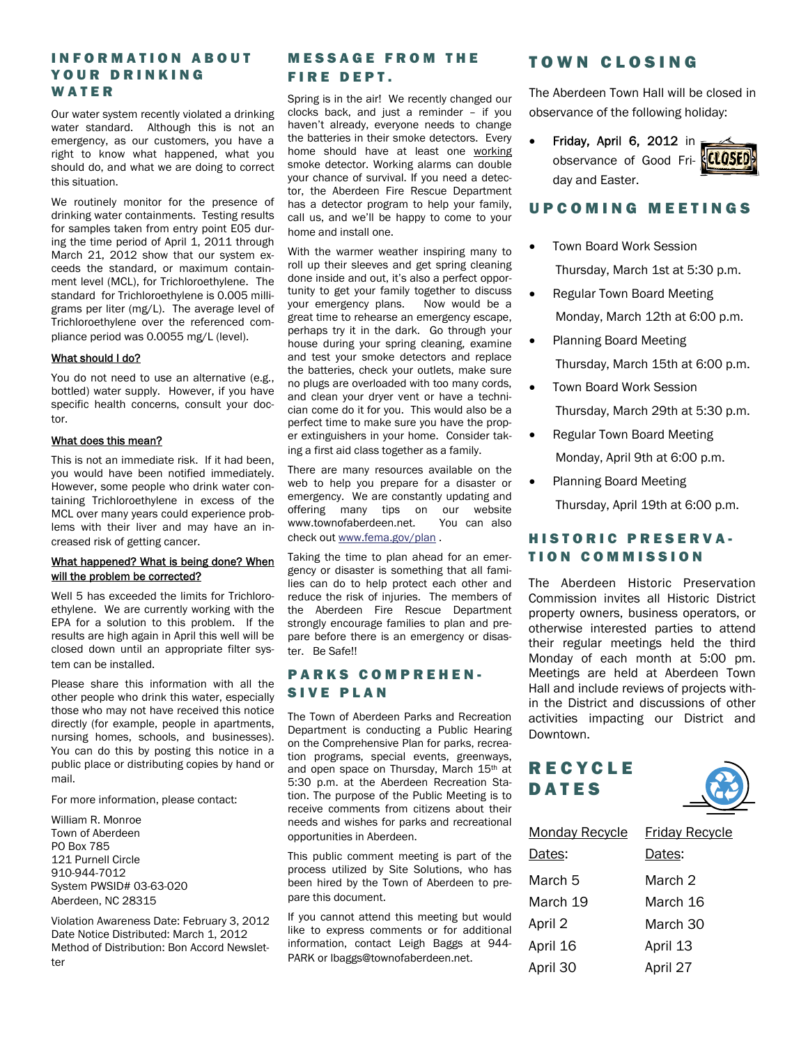## INFORMATION ABOUT YOUR DRINKING WATER

Our water system recently violated a drinking water standard. Although this is not an emergency, as our customers, you have a right to know what happened, what you should do, and what we are doing to correct this situation.

We routinely monitor for the presence of drinking water containments. Testing results for samples taken from entry point E05 during the time period of April 1, 2011 through March 21, 2012 show that our system exceeds the standard, or maximum containment level (MCL), for Trichloroethylene. The standard for Trichloroethylene is 0.005 milligrams per liter (mg/L). The average level of Trichloroethylene over the referenced compliance period was 0.0055 mg/L (level).

**What should I do?**

You do not need to use an alternative (e.g., bottled) water supply. However, if you have specific health concerns, consult your doctor.

**What does this mean?**

This is not an immediate risk. If it had been, you would have been notified immediately. However, some people who drink water containing Trichloroethylene in excess of the MCL over many years could experience problems with their liver and may have an increased risk of getting cancer.

**What happened? What is being done? When will the problem be corrected?**

Well 5 has exceeded the limits for Trichloroethylene. We are currently working with the EPA for a solution to this problem. If the results are high again in April this well will be closed down until an appropriate filter system can be installed.

Please share this information with all the other people who drink this water, especially those who may not have received this notice directly (for example, people in apartments, nursing homes, schools, and businesses). You can do this by posting this notice in a public place or distributing copies by hand or mail.

For more information, please contact:

William R. Monroe
Town of Aberdeen
PO Box 785
121 Purnell Circle
910-944-7012
System PWSID# 03-63-020
Aberdeen, NC 28315

Violation Awareness Date: February 3, 2012
Date Notice Distributed: March 1, 2012
Method of Distribution: Bon Accord Newsletter

## MESSAGE FROM THE FIRE DEPT.

Spring is in the air! We recently changed our clocks back, and just a reminder – if you haven't already, everyone needs to change the batteries in their smoke detectors. Every home should have at least one working smoke detector. Working alarms can double your chance of survival. If you need a detector, the Aberdeen Fire Rescue Department has a detector program to help your family, call us, and we'll be happy to come to your home and install one.

With the warmer weather inspiring many to roll up their sleeves and get spring cleaning done inside and out, it's also a perfect opportunity to get your family together to discuss your emergency plans. Now would be a great time to rehearse an emergency escape, perhaps try it in the dark. Go through your house during your spring cleaning, examine and test your smoke detectors and replace the batteries, check your outlets, make sure no plugs are overloaded with too many cords, and clean your dryer vent or have a technician come do it for you. This would also be a perfect time to make sure you have the proper extinguishers in your home. Consider taking a first aid class together as a family.

There are many resources available on the web to help you prepare for a disaster or emergency. We are constantly updating and offering many tips on our website www.townofaberdeen.net. You can also check out www.fema.gov/plan .

Taking the time to plan ahead for an emergency or disaster is something that all families can do to help protect each other and reduce the risk of injuries. The members of the Aberdeen Fire Rescue Department strongly encourage families to plan and prepare before there is an emergency or disaster. Be Safe!!

## PARKS COMPREHENSIVE PLAN

The Town of Aberdeen Parks and Recreation Department is conducting a Public Hearing on the Comprehensive Plan for parks, recreation programs, special events, greenways, and open space on Thursday, March 15th at 5:30 p.m. at the Aberdeen Recreation Station. The purpose of the Public Meeting is to receive comments from citizens about their needs and wishes for parks and recreational opportunities in Aberdeen.

This public comment meeting is part of the process utilized by Site Solutions, who has been hired by the Town of Aberdeen to prepare this document.

If you cannot attend this meeting but would like to express comments or for additional information, contact Leigh Baggs at 944-PARK or lbaggs@townofaberdeen.net.

## TOWN CLOSING

The Aberdeen Town Hall will be closed in observance of the following holiday:

- Friday, April 6, 2012 in observance of Good Friday and Easter.

## UPCOMING MEETINGS

- Town Board Work Session
  Thursday, March 1st at 5:30 p.m.
- Regular Town Board Meeting
  Monday, March 12th at 6:00 p.m.
- Planning Board Meeting
  Thursday, March 15th at 6:00 p.m.
- Town Board Work Session
  Thursday, March 29th at 5:30 p.m.
- Regular Town Board Meeting
  Monday, April 9th at 6:00 p.m.
- Planning Board Meeting
  Thursday, April 19th at 6:00 p.m.

## HISTORIC PRESERVATION COMMISSION

The Aberdeen Historic Preservation Commission invites all Historic District property owners, business operators, or otherwise interested parties to attend their regular meetings held the third Monday of each month at 5:00 pm. Meetings are held at Aberdeen Town Hall and include reviews of projects within the District and discussions of other activities impacting our District and Downtown.

## RECYCLE DATES

| Monday Recycle Dates: | Friday Recycle Dates: |
|---|---|
| March 5 | March 2 |
| March 19 | March 16 |
| April 2 | March 30 |
| April 16 | April 13 |
| April 30 | April 27 |